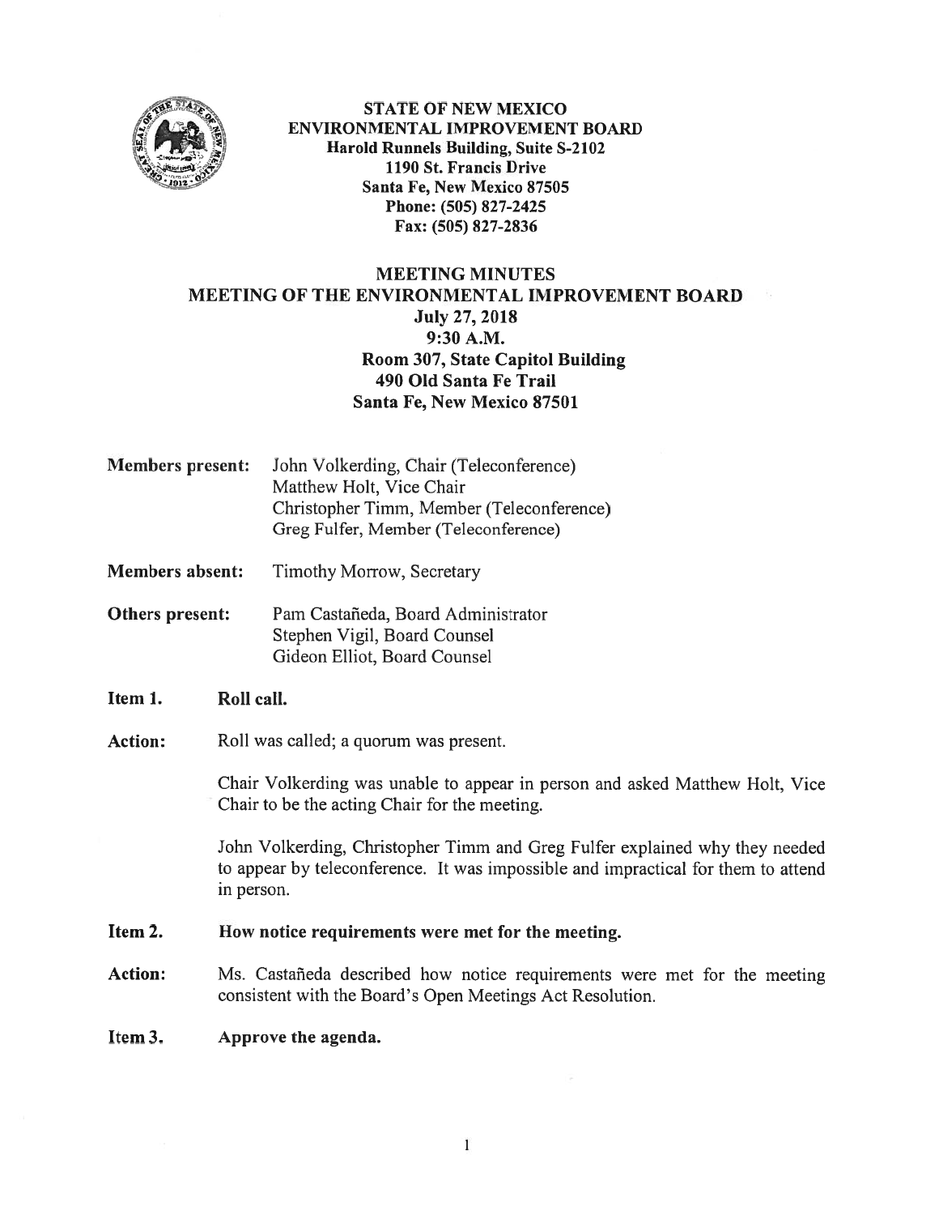**STATE OF NEW MEXICO**
**ENVIRONMENTAL IMPROVEMENT BOARD**
**Harold Runnels Building, Suite S-2102**
**1190 St. Francis Drive**
**Santa Fe, New Mexico 87505**
**Phone: (505) 827-2425**
**Fax: (505) 827-2836**

# MEETING MINUTES
## MEETING OF THE ENVIRONMENTAL IMPROVEMENT BOARD
**July 27, 2018**
**9:30 A.M.**
**Room 307, State Capitol Building**
**490 Old Santa Fe Trail**
**Santa Fe, New Mexico 87501**

**Members present:** John Volkerding, Chair (Teleconference)
Matthew Holt, Vice Chair
Christopher Timm, Member (Teleconference)
Greg Fulfer, Member (Teleconference)

**Members absent:** Timothy Morrow, Secretary

**Others present:** Pam Castañeda, Board Administrator
Stephen Vigil, Board Counsel
Gideon Elliot, Board Counsel

**Item 1. Roll call.**

**Action:** Roll was called; a quorum was present.

Chair Volkerding was unable to appear in person and asked Matthew Holt, Vice Chair to be the acting Chair for the meeting.

John Volkerding, Christopher Timm and Greg Fulfer explained why they needed to appear by teleconference. It was impossible and impractical for them to attend in person.

**Item 2. How notice requirements were met for the meeting.**

**Action:** Ms. Castañeda described how notice requirements were met for the meeting consistent with the Board's Open Meetings Act Resolution.

**Item 3. Approve the agenda.**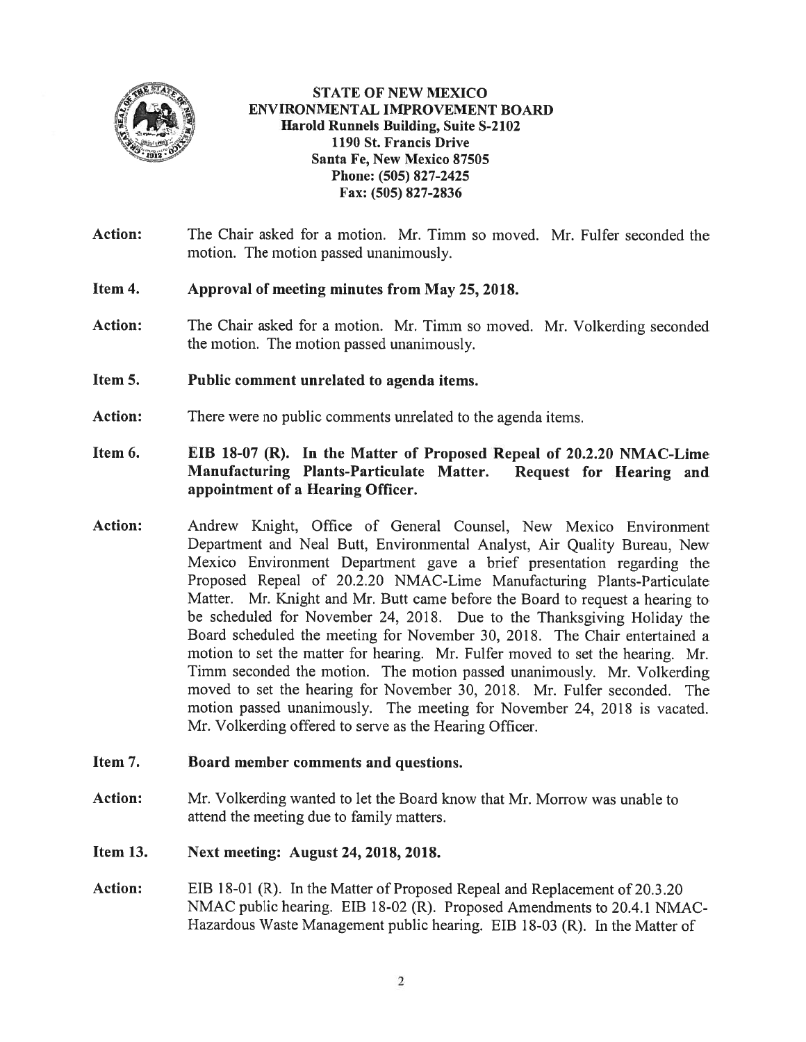**STATE OF NEW MEXICO**
**ENVIRONMENTAL IMPROVEMENT BOARD**
**Harold Runnels Building, Suite S-2102**
**1190 St. Francis Drive**
**Santa Fe, New Mexico 87505**
**Phone: (505) 827-2425**
**Fax: (505) 827-2836**

**Action:** The Chair asked for a motion. Mr. Timm so moved. Mr. Fulfer seconded the motion. The motion passed unanimously.

**Item 4. Approval of meeting minutes from May 25, 2018.**

**Action:** The Chair asked for a motion. Mr. Timm so moved. Mr. Volkerding seconded the motion. The motion passed unanimously.

**Item 5. Public comment unrelated to agenda items.**

**Action:** There were no public comments unrelated to the agenda items.

**Item 6. EIB 18-07 (R). In the Matter of Proposed Repeal of 20.2.20 NMAC-Lime Manufacturing Plants-Particulate Matter. Request for Hearing and appointment of a Hearing Officer.**

**Action:** Andrew Knight, Office of General Counsel, New Mexico Environment Department and Neal Butt, Environmental Analyst, Air Quality Bureau, New Mexico Environment Department gave a brief presentation regarding the Proposed Repeal of 20.2.20 NMAC-Lime Manufacturing Plants-Particulate Matter. Mr. Knight and Mr. Butt came before the Board to request a hearing to be scheduled for November 24, 2018. Due to the Thanksgiving Holiday the Board scheduled the meeting for November 30, 2018. The Chair entertained a motion to set the matter for hearing. Mr. Fulfer moved to set the hearing. Mr. Timm seconded the motion. The motion passed unanimously. Mr. Volkerding moved to set the hearing for November 30, 2018. Mr. Fulfer seconded. The motion passed unanimously. The meeting for November 24, 2018 is vacated. Mr. Volkerding offered to serve as the Hearing Officer.

**Item 7. Board member comments and questions.**

**Action:** Mr. Volkerding wanted to let the Board know that Mr. Morrow was unable to attend the meeting due to family matters.

**Item 13. Next meeting: August 24, 2018, 2018.**

**Action:** EIB 18-01 (R). In the Matter of Proposed Repeal and Replacement of 20.3.20 NMAC public hearing. EIB 18-02 (R). Proposed Amendments to 20.4.1 NMAC-Hazardous Waste Management public hearing. EIB 18-03 (R). In the Matter of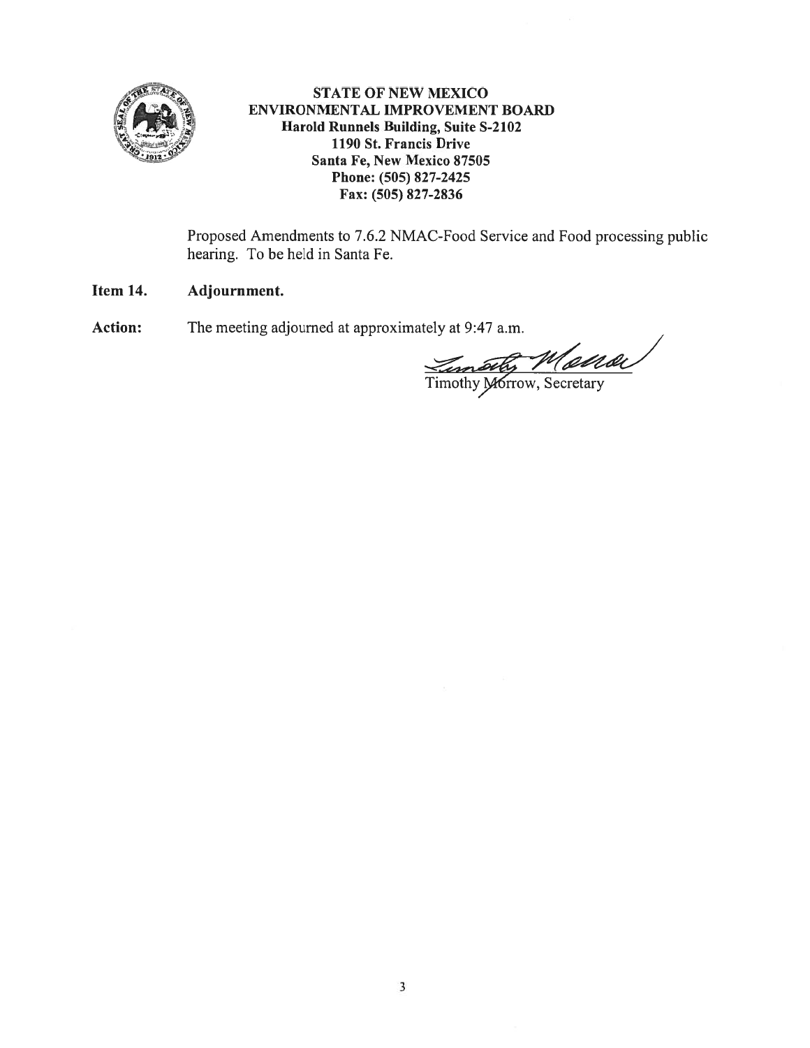**STATE OF NEW MEXICO**
**ENVIRONMENTAL IMPROVEMENT BOARD**
**Harold Runnels Building, Suite S-2102**
**1190 St. Francis Drive**
**Santa Fe, New Mexico 87505**
**Phone: (505) 827-2425**
**Fax: (505) 827-2836**

Proposed Amendments to 7.6.2 NMAC-Food Service and Food processing public hearing. To be held in Santa Fe.

**Item 14. Adjournment.**

**Action:** The meeting adjourned at approximately at 9:47 a.m.

Timothy Morrow, Secretary